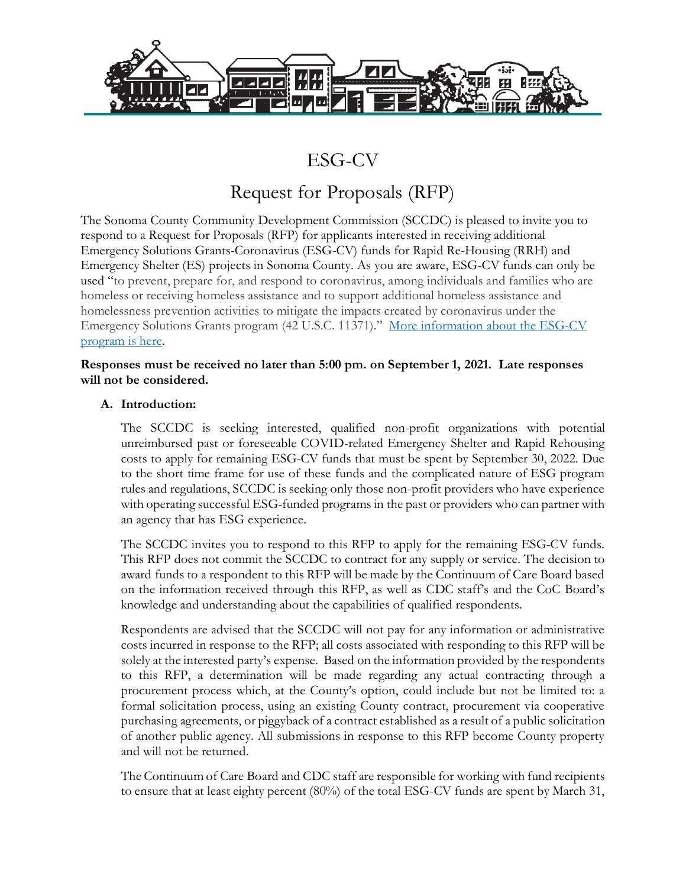# ESG-CV

# Request for Proposals (RFP)

The Sonoma County Community Development Commission (SCCDC) is pleased to invite you to respond to a Request for Proposals (RFP) for applicants interested in receiving additional Emergency Solutions Grants-Coronavirus (ESG-CV) funds for Rapid Re-Housing (RRH) and Emergency Shelter (ES) projects in Sonoma County. As you are aware, ESG-CV funds can only be used "to prevent, prepare for, and respond to coronavirus, among individuals and families who are homeless or receiving homeless assistance and to support additional homeless assistance and homelessness prevention activities to mitigate the impacts created by coronavirus under the Emergency Solutions Grants program (42 U.S.C. 11371)." [More information about the ESG-CV program is here].

**Responses must be received no later than 5:00 pm. on September 1, 2021. Late responses will not be considered.**

**A. Introduction:**

The SCCDC is seeking interested, qualified non-profit organizations with potential unreimbursed past or foreseeable COVID-related Emergency Shelter and Rapid Rehousing costs to apply for remaining ESG-CV funds that must be spent by September 30, 2022. Due to the short time frame for use of these funds and the complicated nature of ESG program rules and regulations, SCCDC is seeking only those non-profit providers who have experience with operating successful ESG-funded programs in the past or providers who can partner with an agency that has ESG experience.

The SCCDC invites you to respond to this RFP to apply for the remaining ESG-CV funds. This RFP does not commit the SCCDC to contract for any supply or service. The decision to award funds to a respondent to this RFP will be made by the Continuum of Care Board based on the information received through this RFP, as well as CDC staff's and the CoC Board's knowledge and understanding about the capabilities of qualified respondents.

Respondents are advised that the SCCDC will not pay for any information or administrative costs incurred in response to the RFP; all costs associated with responding to this RFP will be solely at the interested party's expense. Based on the information provided by the respondents to this RFP, a determination will be made regarding any actual contracting through a procurement process which, at the County's option, could include but not be limited to: a formal solicitation process, using an existing County contract, procurement via cooperative purchasing agreements, or piggyback of a contract established as a result of a public solicitation of another public agency. All submissions in response to this RFP become County property and will not be returned.

The Continuum of Care Board and CDC staff are responsible for working with fund recipients to ensure that at least eighty percent (80%) of the total ESG-CV funds are spent by March 31,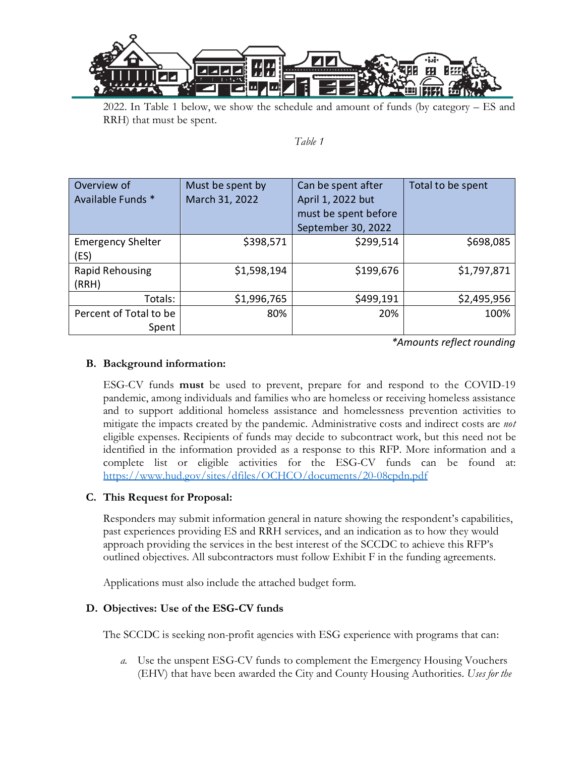2022. In Table 1 below, we show the schedule and amount of funds (by category – ES and RRH) that must be spent.

*Table 1*

| Overview of Available Funds * | Must be spent by March 31, 2022 | Can be spent after April 1, 2022 but must be spent before September 30, 2022 | Total to be spent |
|---|---|---|---|
| Emergency Shelter (ES) | $398,571 | $299,514 | $698,085 |
| Rapid Rehousing (RRH) | $1,598,194 | $199,676 | $1,797,871 |
| Totals: | $1,996,765 | $499,191 | $2,495,956 |
| Percent of Total to be Spent | 80% | 20% | 100% |

*\*Amounts reflect rounding*

**B. Background information:**

ESG-CV funds **must** be used to prevent, prepare for and respond to the COVID-19 pandemic, among individuals and families who are homeless or receiving homeless assistance and to support additional homeless assistance and homelessness prevention activities to mitigate the impacts created by the pandemic. Administrative costs and indirect costs are *not* eligible expenses. Recipients of funds may decide to subcontract work, but this need not be identified in the information provided as a response to this RFP. More information and a complete list or eligible activities for the ESG-CV funds can be found at: https://www.hud.gov/sites/dfiles/OCHCO/documents/20-08cpdn.pdf

**C. This Request for Proposal:**

Responders may submit information general in nature showing the respondent's capabilities, past experiences providing ES and RRH services, and an indication as to how they would approach providing the services in the best interest of the SCCDC to achieve this RFP's outlined objectives. All subcontractors must follow Exhibit F in the funding agreements.

Applications must also include the attached budget form.

**D. Objectives: Use of the ESG-CV funds**

The SCCDC is seeking non-profit agencies with ESG experience with programs that can:

*a.* Use the unspent ESG-CV funds to complement the Emergency Housing Vouchers (EHV) that have been awarded the City and County Housing Authorities. *Uses for the*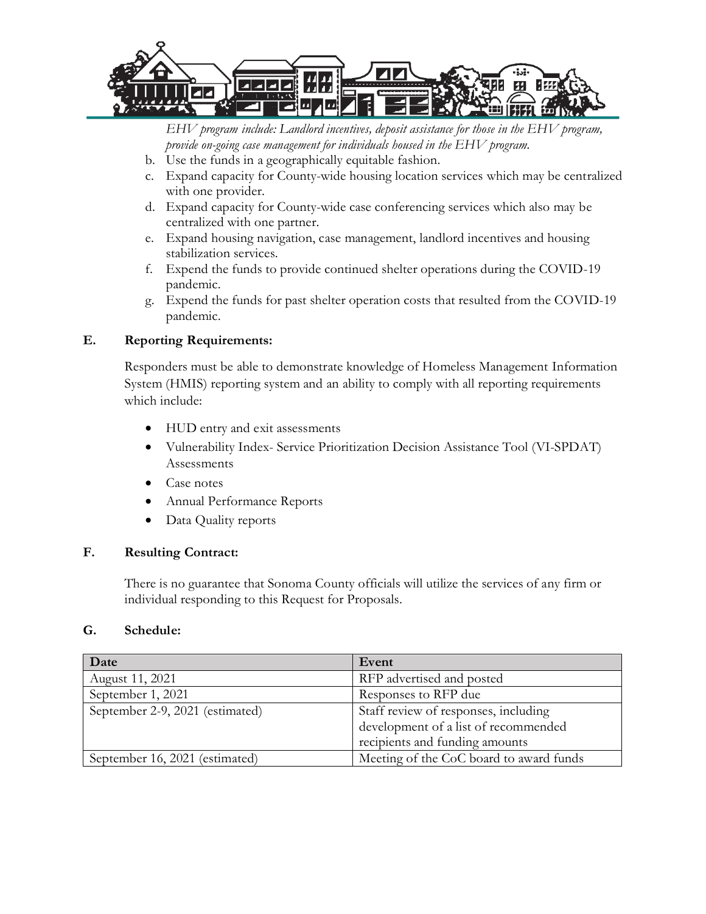*EHV program include: Landlord incentives, deposit assistance for those in the EHV program, provide on-going case management for individuals housed in the EHV program.*

b. Use the funds in a geographically equitable fashion.
c. Expand capacity for County-wide housing location services which may be centralized with one provider.
d. Expand capacity for County-wide case conferencing services which also may be centralized with one partner.
e. Expand housing navigation, case management, landlord incentives and housing stabilization services.
f. Expend the funds to provide continued shelter operations during the COVID-19 pandemic.
g. Expend the funds for past shelter operation costs that resulted from the COVID-19 pandemic.

## E. Reporting Requirements:

Responders must be able to demonstrate knowledge of Homeless Management Information System (HMIS) reporting system and an ability to comply with all reporting requirements which include:

- HUD entry and exit assessments
- Vulnerability Index- Service Prioritization Decision Assistance Tool (VI-SPDAT) Assessments
- Case notes
- Annual Performance Reports
- Data Quality reports

## F. Resulting Contract:

There is no guarantee that Sonoma County officials will utilize the services of any firm or individual responding to this Request for Proposals.

## G. Schedule:

| Date | Event |
|---|---|
| August 11, 2021 | RFP advertised and posted |
| September 1, 2021 | Responses to RFP due |
| September 2-9, 2021 (estimated) | Staff review of responses, including development of a list of recommended recipients and funding amounts |
| September 16, 2021 (estimated) | Meeting of the CoC board to award funds |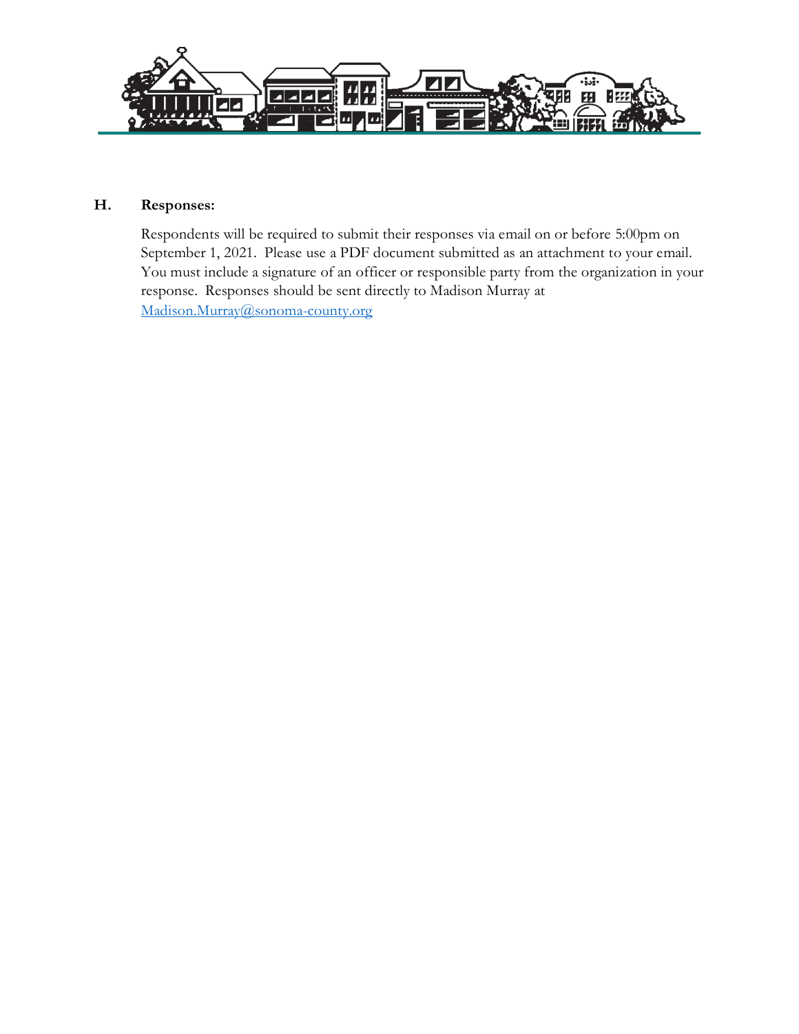## H. Responses:

Respondents will be required to submit their responses via email on or before 5:00pm on September 1, 2021. Please use a PDF document submitted as an attachment to your email. You must include a signature of an officer or responsible party from the organization in your response. Responses should be sent directly to Madison Murray at Madison.Murray@sonoma-county.org